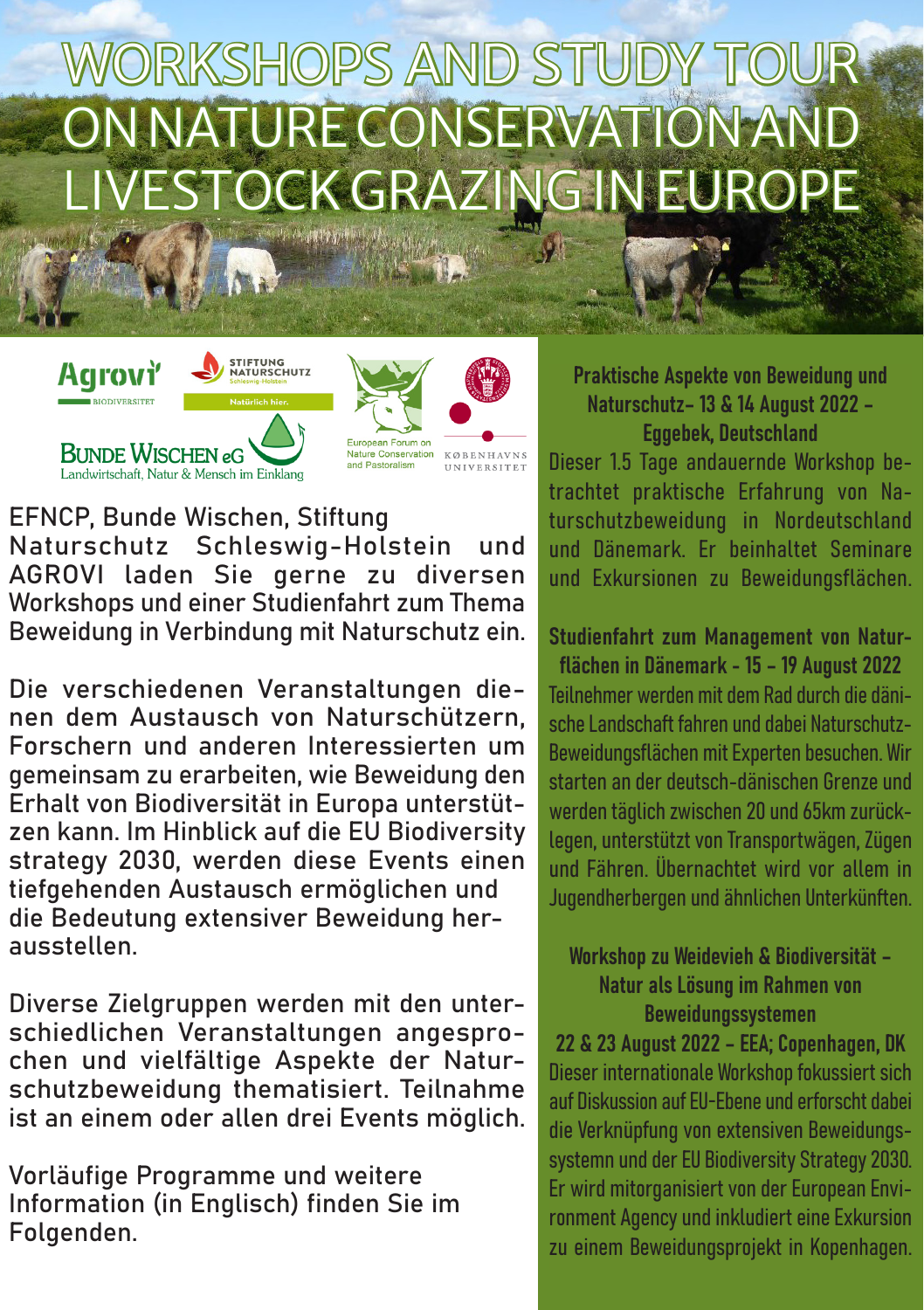# WORKSHOPS AND STUDY TOUR ON NATURE CONSERVATION AND LIVESTOCK GRAZING IN EUROPE

Agrovi BIODIVERSITET | STIFTUNG NATURSCHUTZ Schleswig-Holstein Natürlich hier. | European Forum on Nature Conservation and Pastoralism | KØBENHAVNS UNIVERSITET | BUNDE WISCHEN eG Landwirtschaft, Natur & Mensch im Einklang

EFNCP, Bunde Wischen, Stiftung Naturschutz Schleswig-Holstein und AGROVI laden Sie gerne zu diversen Workshops und einer Studienfahrt zum Thema Beweidung in Verbindung mit Naturschutz ein.

Die verschiedenen Veranstaltungen dienen dem Austausch von Naturschützern, Forschern und anderen Interessierten um gemeinsam zu erarbeiten, wie Beweidung den Erhalt von Biodiversität in Europa unterstützen kann. Im Hinblick auf die EU Biodiversity strategy 2030, werden diese Events einen tiefgehenden Austausch ermöglichen und die Bedeutung extensiver Beweidung herausstellen.

Diverse Zielgruppen werden mit den unterschiedlichen Veranstaltungen angesprochen und vielfältige Aspekte der Naturschutzbeweidung thematisiert. Teilnahme ist an einem oder allen drei Events möglich.

Vorläufige Programme und weitere Information (in Englisch) finden Sie im Folgenden.

**Praktische Aspekte von Beweidung und Naturschutz– 13 & 14 August 2022 – Eggebek, Deutschland**

Dieser 1.5 Tage andauernde Workshop betrachtet praktische Erfahrung von Naturschutzbeweidung in Norddeutschland und Dänemark. Er beinhaltet Seminare und Exkursionen zu Beweidungsflächen.

**Studienfahrt zum Management von Naturflächen in Dänemark - 15 – 19 August 2022**

Teilnehmer werden mit dem Rad durch die dänische Landschaft fahren und dabei Naturschutz-Beweidungsflächen mit Experten besuchen. Wir starten an der deutsch-dänischen Grenze und werden täglich zwischen 20 und 65km zurücklegen, unterstützt von Transportwägen, Zügen und Fähren. Übernachtet wird vor allem in Jugendherbergen und ähnlichen Unterkünften.

**Workshop zu Weidevieh & Biodiversität – Natur als Lösung im Rahmen von Beweidungssystemen**

**22 & 23 August 2022 – EEA; Copenhagen, DK**

Dieser internationale Workshop fokussiert sich auf Diskussion auf EU-Ebene und erforscht dabei die Verknüpfung von extensiven Beweidungssystemn und der EU Biodiversity Strategy 2030. Er wird mitorganisiert von der European Environment Agency und inkludiert eine Exkursion zu einem Beweidungsprojekt in Kopenhagen.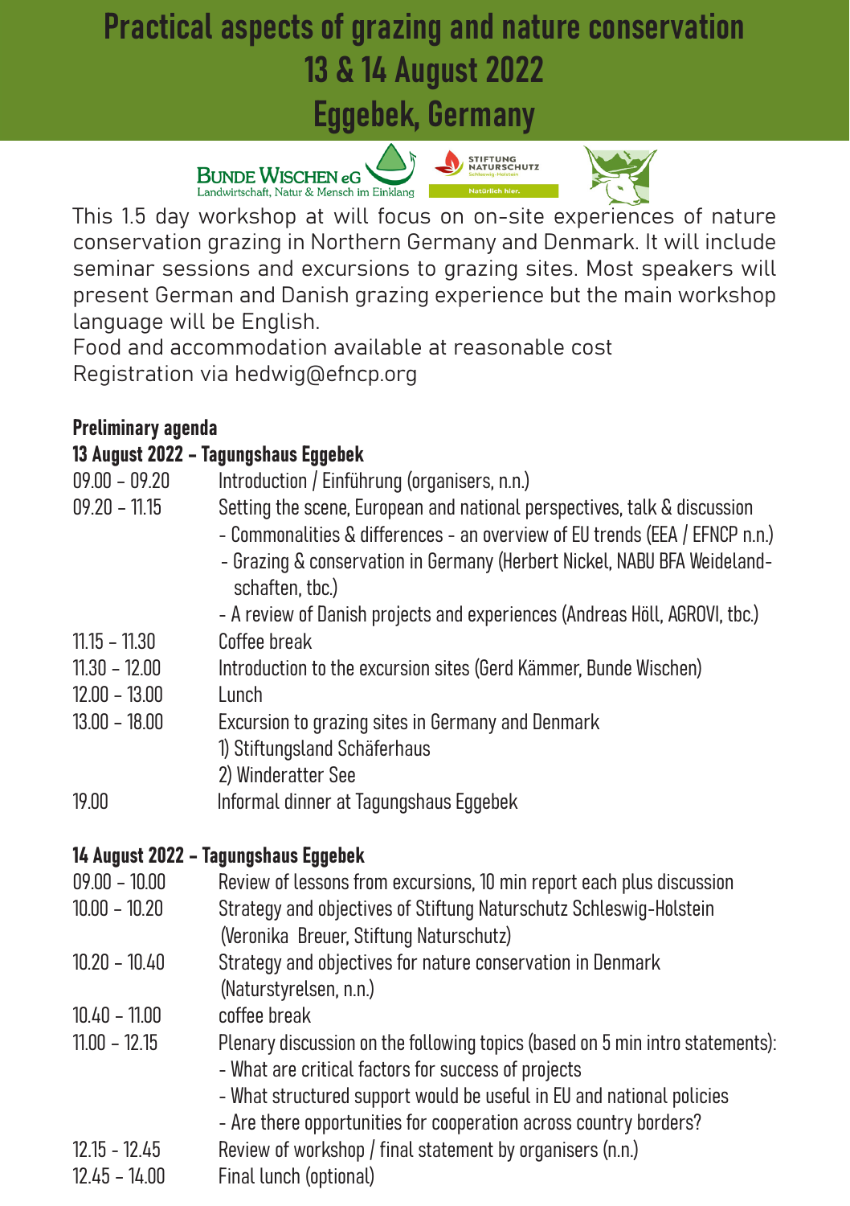# Practical aspects of grazing and nature conservation 13 & 14 August 2022 Eggebek, Germany

BUNDE WISCHEN eG
Landwirtschaft, Natur & Mensch im Einklang

STIFTUNG NATURSCHUTZ Schleswig-Holstein
Natürlich hier.

This 1.5 day workshop at will focus on on-site experiences of nature conservation grazing in Northern Germany and Denmark. It will include seminar sessions and excursions to grazing sites. Most speakers will present German and Danish grazing experience but the main workshop language will be English.
Food and accommodation available at reasonable cost
Registration via hedwig@efncp.org

**Preliminary agenda**

**13 August 2022 – Tagungshaus Eggebek**

| | |
|---|---|
| 09.00 – 09.20 | Introduction / Einführung (organisers, n.n.) |
| 09.20 – 11.15 | Setting the scene, European and national perspectives, talk & discussion<br>- Commonalities & differences - an overview of EU trends (EEA / EFNCP n.n.)<br>- Grazing & conservation in Germany (Herbert Nickel, NABU BFA Weidelandschaften, tbc.)<br>- A review of Danish projects and experiences (Andreas Höll, AGROVI, tbc.) |
| 11.15 – 11.30 | Coffee break |
| 11.30 – 12.00 | Introduction to the excursion sites (Gerd Kämmer, Bunde Wischen) |
| 12.00 – 13.00 | Lunch |
| 13.00 – 18.00 | Excursion to grazing sites in Germany and Denmark<br>1) Stiftungsland Schäferhaus<br>2) Winderatter See |
| 19.00 | Informal dinner at Tagungshaus Eggebek |

**14 August 2022 – Tagungshaus Eggebek**

| | |
|---|---|
| 09.00 – 10.00 | Review of lessons from excursions, 10 min report each plus discussion |
| 10.00 – 10.20 | Strategy and objectives of Stiftung Naturschutz Schleswig-Holstein (Veronika Breuer, Stiftung Naturschutz) |
| 10.20 – 10.40 | Strategy and objectives for nature conservation in Denmark (Naturstyrelsen, n.n.) |
| 10.40 – 11.00 | coffee break |
| 11.00 – 12.15 | Plenary discussion on the following topics (based on 5 min intro statements):<br>- What are critical factors for success of projects<br>- What structured support would be useful in EU and national policies<br>- Are there opportunities for cooperation across country borders? |
| 12.15 - 12.45 | Review of workshop / final statement by organisers (n.n.) |
| 12.45 – 14.00 | Final lunch (optional) |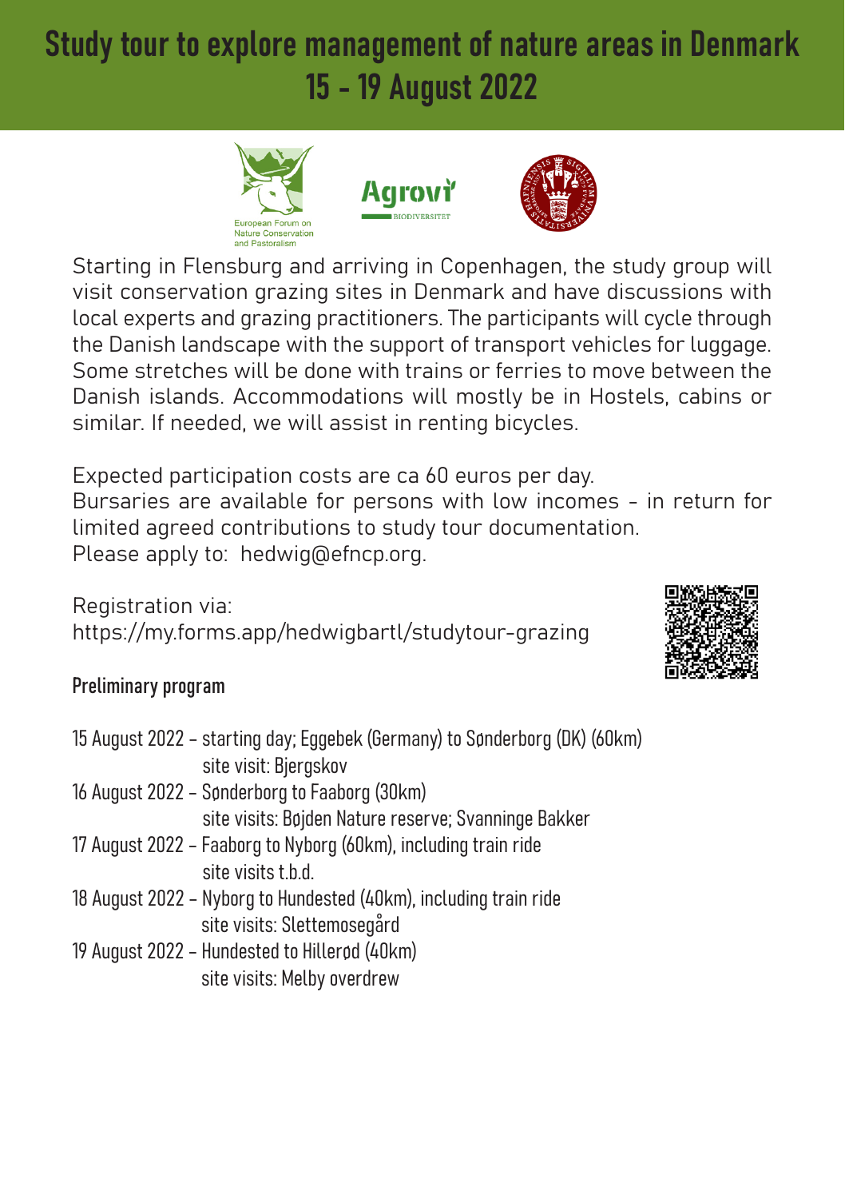# Study tour to explore management of nature areas in Denmark
# 15 - 19 August 2022

European Forum on Nature Conservation and Pastoralism

Agrovi BIODIVERSITET

Starting in Flensburg and arriving in Copenhagen, the study group will visit conservation grazing sites in Denmark and have discussions with local experts and grazing practitioners. The participants will cycle through the Danish landscape with the support of transport vehicles for luggage. Some stretches will be done with trains or ferries to move between the Danish islands. Accommodations will mostly be in Hostels, cabins or similar. If needed, we will assist in renting bicycles.

Expected participation costs are ca 60 euros per day.
Bursaries are available for persons with low incomes - in return for limited agreed contributions to study tour documentation.
Please apply to: hedwig@efncp.org.

Registration via:
https://my.forms.app/hedwigbartl/studytour-grazing

## Preliminary program

15 August 2022 – starting day; Eggebek (Germany) to Sønderborg (DK) (60km)
site visit: Bjergskov

16 August 2022 – Sønderborg to Faaborg (30km)
site visits: Bøjden Nature reserve; Svanninge Bakker

17 August 2022 – Faaborg to Nyborg (60km), including train ride
site visits t.b.d.

18 August 2022 – Nyborg to Hundested (40km), including train ride
site visits: Slettemosegård

19 August 2022 – Hundested to Hillerød (40km)
site visits: Melby overdrew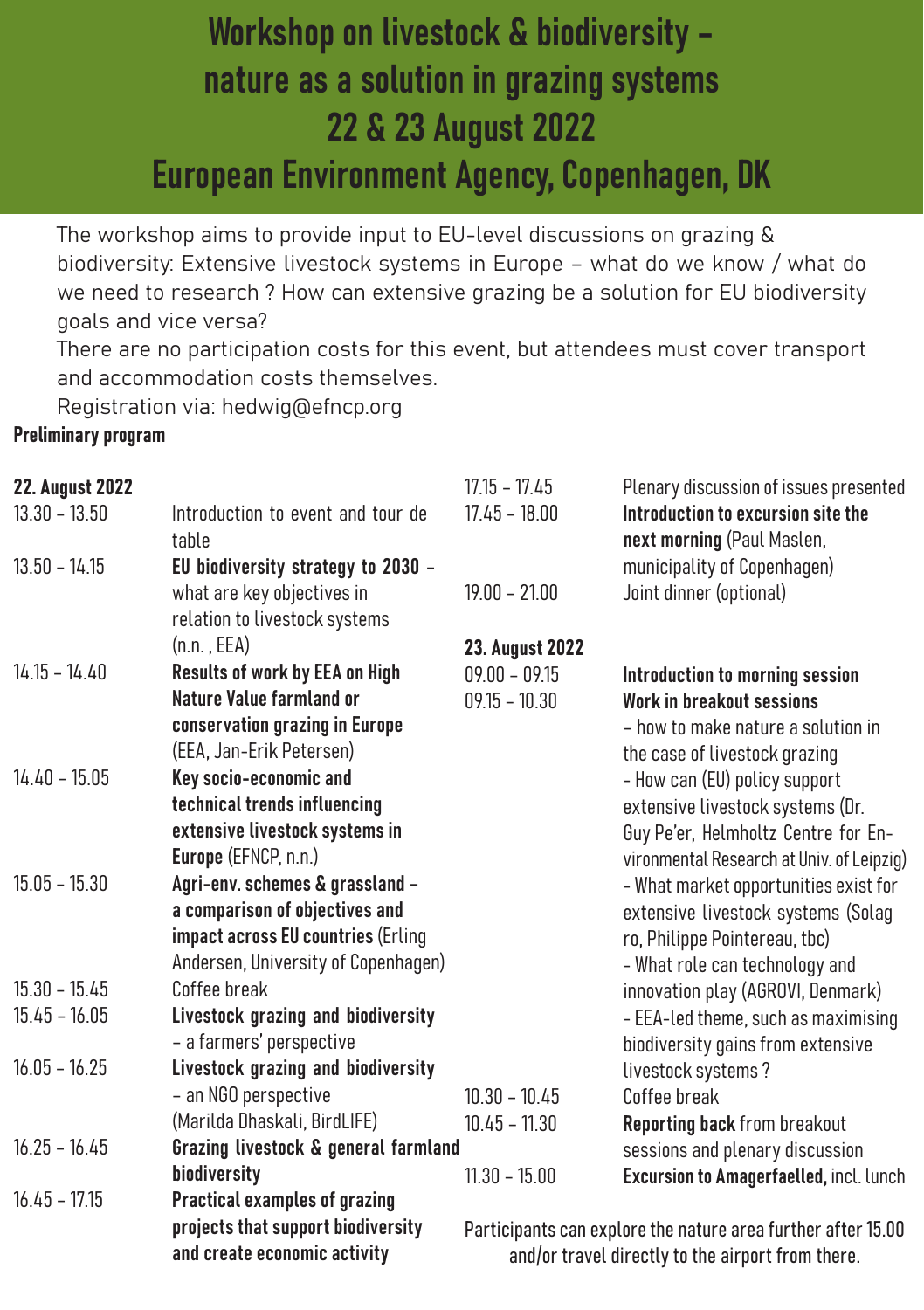# Workshop on livestock & biodiversity – nature as a solution in grazing systems 22 & 23 August 2022 European Environment Agency, Copenhagen, DK

The workshop aims to provide input to EU-level discussions on grazing & biodiversity: Extensive livestock systems in Europe – what do we know / what do we need to research ? How can extensive grazing be a solution for EU biodiversity goals and vice versa?

There are no participation costs for this event, but attendees must cover transport and accommodation costs themselves.

Registration via: hedwig@efncp.org

**Preliminary program**

**22. August 2022**

| | |
|---|---|
| 13.30 – 13.50 | Introduction to event and tour de table |
| 13.50 – 14.15 | **EU biodiversity strategy to 2030** – what are key objectives in relation to livestock systems (n.n. , EEA) |
| 14.15 – 14.40 | **Results of work by EEA on High Nature Value farmland or conservation grazing in Europe** (EEA, Jan-Erik Petersen) |
| 14.40 – 15.05 | **Key socio-economic and technical trends influencing extensive livestock systems in Europe** (EFNCP, n.n.) |
| 15.05 – 15.30 | **Agri-env. schemes & grassland – a comparison of objectives and impact across EU countries** (Erling Andersen, University of Copenhagen) |
| 15.30 – 15.45 | Coffee break |
| 15.45 – 16.05 | **Livestock grazing and biodiversity** – a farmers' perspective |
| 16.05 – 16.25 | **Livestock grazing and biodiversity** – an NGO perspective (Marilda Dhaskali, BirdLIFE) |
| 16.25 – 16.45 | **Grazing livestock & general farmland biodiversity** |
| 16.45 – 17.15 | **Practical examples of grazing projects that support biodiversity and create economic activity** |
| 17.15 – 17.45 | Plenary discussion of issues presented |
| 17.45 – 18.00 | **Introduction to excursion site the next morning** (Paul Maslen, municipality of Copenhagen) |
| 19.00 – 21.00 | Joint dinner (optional) |

**23. August 2022**

| | |
|---|---|
| 09.00 – 09.15 | **Introduction to morning session** |
| 09.15 – 10.30 | **Work in breakout sessions**<br>- how to make nature a solution in the case of livestock grazing<br>- How can (EU) policy support extensive livestock systems (Dr. Guy Pe'er, Helmholtz Centre for Environmental Research at Univ. of Leipzig)<br>- What market opportunities exist for extensive livestock systems (Solag ro, Philippe Pointereau, tbc)<br>- What role can technology and innovation play (AGROVI, Denmark)<br>- EEA-led theme, such as maximising biodiversity gains from extensive livestock systems ? |
| 10.30 – 10.45 | Coffee break |
| 10.45 – 11.30 | **Reporting back** from breakout sessions and plenary discussion |
| 11.30 – 15.00 | **Excursion to Amagerfaelled,** incl. lunch |

Participants can explore the nature area further after 15.00 and/or travel directly to the airport from there.